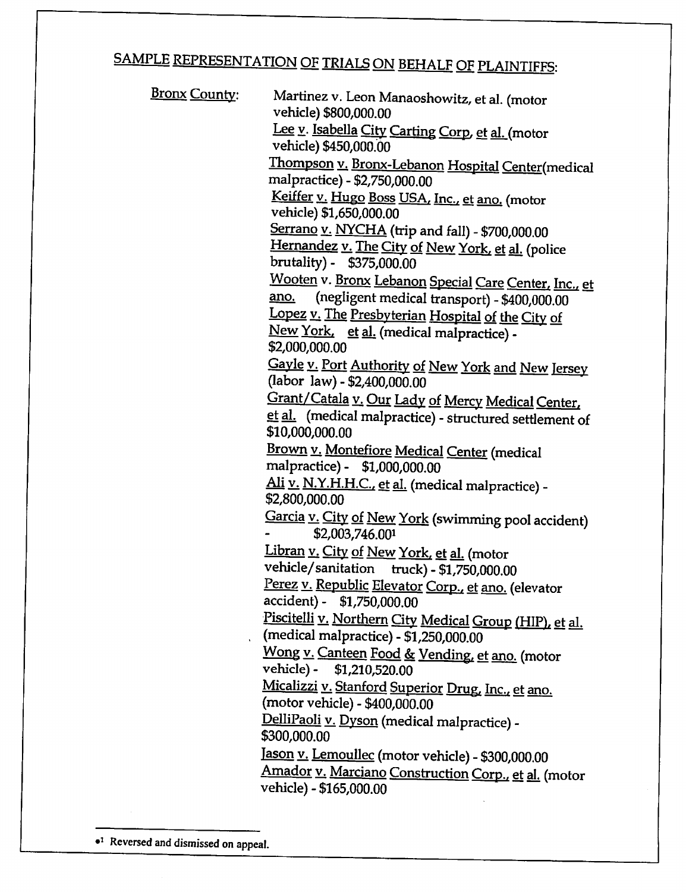## SAMPLE REPRESENTATION OF TRIALS ON BEHALF OF PLAINTIFFS:

**Bronx County:**

Martinez v. Leon Manaoshowitz, et al. (motor vehicle) $800,000.00
Lee v. Isabella City Carting Corp, et al. (motor vehicle) $450,000.00
Thompson v. Bronx-Lebanon Hospital Center(medical malpractice) - $2,750,000.00
Keiffer v. Hugo Boss USA, Inc., et ano. (motor vehicle) $1,650,000.00
Serrano v. NYCHA (trip and fall) - $700,000.00
Hernandez v. The City of New York, et al. (police brutality) - $375,000.00
Wooten v. Bronx Lebanon Special Care Center, Inc., et ano. (negligent medical transport) - $400,000.00
Lopez v. The Presbyterian Hospital of the City of New York, et al. (medical malpractice) - $2,000,000.00
Gayle v. Port Authority of New York and New Jersey (labor law) - $2,400,000.00
Grant/Catala v. Our Lady of Mercy Medical Center, et al. (medical malpractice) - structured settlement of $10,000,000.00
Brown v. Montefiore Medical Center (medical malpractice) - $1,000,000.00
Ali v. N.Y.H.H.C., et al. (medical malpractice) - $2,800,000.00
Garcia v. City of New York (swimming pool accident) - $2,003,746.00[1]
Libran v. City of New York, et al. (motor vehicle/sanitation truck) - $1,750,000.00
Perez v. Republic Elevator Corp., et ano. (elevator accident) - $1,750,000.00
Piscitelli v. Northern City Medical Group (HIP), et al. (medical malpractice) - $1,250,000.00
Wong v. Canteen Food & Vending, et ano. (motor vehicle) - $1,210,520.00
Micalizzi v. Stanford Superior Drug, Inc., et ano. (motor vehicle) - $400,000.00
DelliPaoli v. Dyson (medical malpractice) - $300,000.00
Jason v. Lemoullec (motor vehicle) - $300,000.00
Amador v. Marciano Construction Corp., et al. (motor vehicle) - $165,000.00

---

[1] Reversed and dismissed on appeal.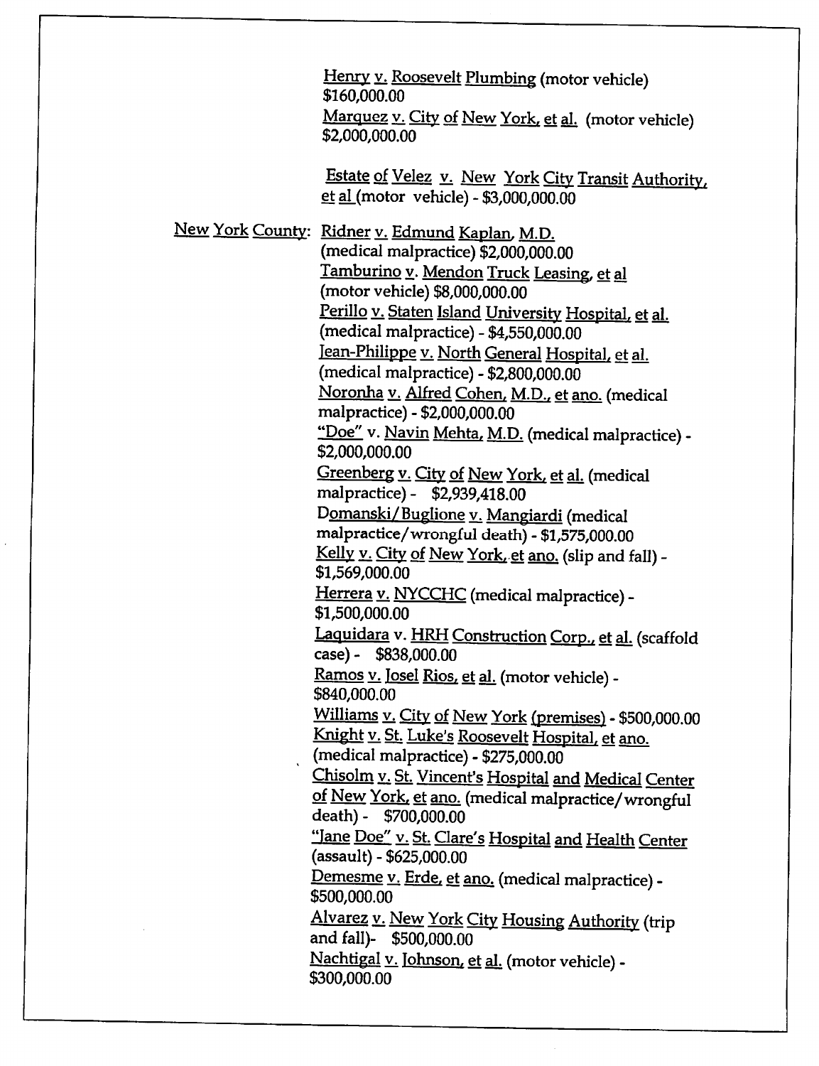Henry v. Roosevelt Plumbing (motor vehicle) $160,000.00

Marquez v. City of New York, et al. (motor vehicle) $2,000,000.00

Estate of Velez v. New York City Transit Authority, et al (motor vehicle) - $3,000,000.00

New York County:

Ridner v. Edmund Kaplan, M.D. (medical malpractice) $2,000,000.00

Tamburino v. Mendon Truck Leasing, et al (motor vehicle) $8,000,000.00

Perillo v. Staten Island University Hospital, et al. (medical malpractice) - $4,550,000.00

Jean-Philippe v. North General Hospital, et al. (medical malpractice) - $2,800,000.00

Noronha v. Alfred Cohen, M.D., et ano. (medical malpractice) - $2,000,000.00

"Doe" v. Navin Mehta, M.D. (medical malpractice) - $2,000,000.00

Greenberg v. City of New York, et al. (medical malpractice) - $2,939,418.00

Domanski/Buglione v. Mangiardi (medical malpractice/wrongful death) - $1,575,000.00

Kelly v. City of New York, et ano. (slip and fall) - $1,569,000.00

Herrera v. NYCCHC (medical malpractice) - $1,500,000.00

Laquidara v. HRH Construction Corp., et al. (scaffold case) - $838,000.00

Ramos v. Josel Rios, et al. (motor vehicle) - $840,000.00

Williams v. City of New York (premises) - $500,000.00

Knight v. St. Luke's Roosevelt Hospital, et ano. (medical malpractice) - $275,000.00

Chisolm v. St. Vincent's Hospital and Medical Center of New York, et ano. (medical malpractice/wrongful death) - $700,000.00

"Jane Doe" v. St. Clare's Hospital and Health Center (assault) - $625,000.00

Demesme v. Erde, et ano. (medical malpractice) - $500,000.00

Alvarez v. New York City Housing Authority (trip and fall)- $500,000.00

Nachtigal v. Johnson, et al. (motor vehicle) - $300,000.00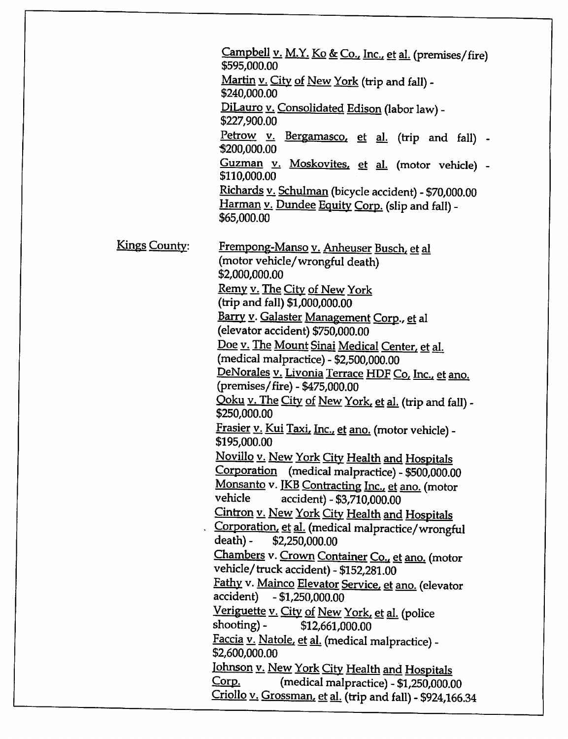Campbell v. M.Y. Ko & Co., Inc., et al. (premises/fire) $595,000.00

Martin v. City of New York (trip and fall) - $240,000.00

DiLauro v. Consolidated Edison (labor law) - $227,900.00

Petrow v. Bergamasco, et al. (trip and fall) - $200,000.00

Guzman v. Moskovites, et al. (motor vehicle) - $110,000.00

Richards v. Schulman (bicycle accident) - $70,000.00

Harman v. Dundee Equity Corp. (slip and fall) - $65,000.00

Kings County:

Frempong-Manso v. Anheuser Busch, et al (motor vehicle/wrongful death) $2,000,000.00

Remy v. The City of New York (trip and fall) $1,000,000.00

Barry v. Galaster Management Corp., et al (elevator accident) $750,000.00

Doe v. The Mount Sinai Medical Center, et al. (medical malpractice) - $2,500,000.00

DeNorales v. Livonia Terrace HDF Co, Inc., et ano. (premises/fire) - $475,000.00

Qoku v. The City of New York, et al. (trip and fall) - $250,000.00

Frasier v. Kui Taxi, Inc., et ano. (motor vehicle) - $195,000.00

Novillo v. New York City Health and Hospitals Corporation (medical malpractice) - $500,000.00

Monsanto v. JKB Contracting Inc., et ano. (motor vehicle accident) - $3,710,000.00

Cintron v. New York City Health and Hospitals Corporation, et al. (medical malpractice/wrongful death) - $2,250,000.00

Chambers v. Crown Container Co., et ano. (motor vehicle/truck accident) - $152,281.00

Fathy v. Mainco Elevator Service, et ano. (elevator accident) - $1,250,000.00

Veriguette v. City of New York, et al. (police shooting) - $12,661,000.00

Faccia v. Natole, et al. (medical malpractice) - $2,600,000.00

Johnson v. New York City Health and Hospitals Corp. (medical malpractice) - $1,250,000.00

Criollo v. Grossman, et al. (trip and fall) - $924,166.34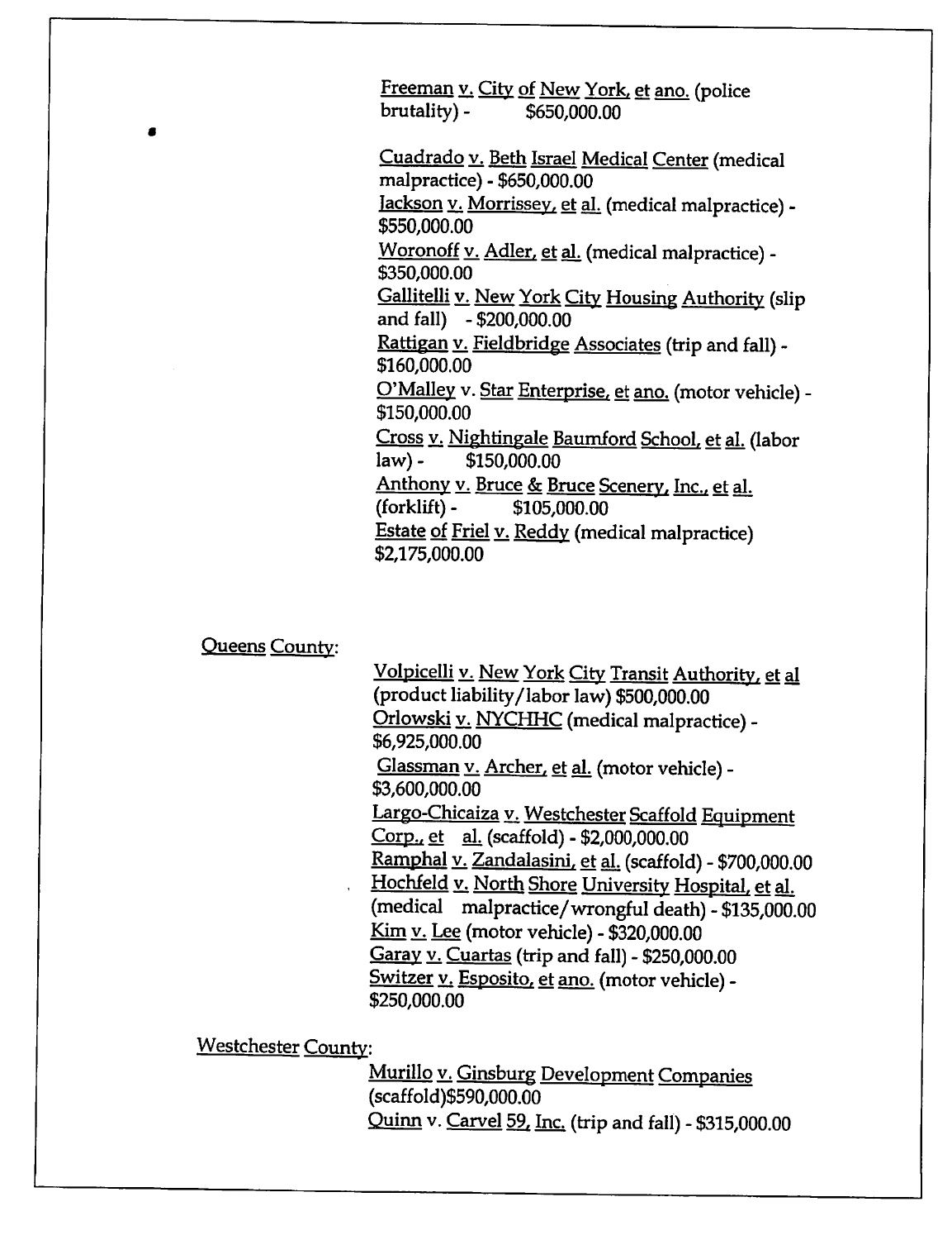Freeman v. City of New York, et ano. (police brutality) - $650,000.00

Cuadrado v. Beth Israel Medical Center (medical malpractice) - $650,000.00

Jackson v. Morrissey, et al. (medical malpractice) - $550,000.00

Woronoff v. Adler, et al. (medical malpractice) - $350,000.00

Gallitelli v. New York City Housing Authority (slip and fall) - $200,000.00

Rattigan v. Fieldbridge Associates (trip and fall) - $160,000.00

O'Malley v. Star Enterprise, et ano. (motor vehicle) - $150,000.00

Cross v. Nightingale Baumford School, et al. (labor law) - $150,000.00

Anthony v. Bruce & Bruce Scenery, Inc., et al. (forklift) - $105,000.00

Estate of Friel v. Reddy (medical malpractice) $2,175,000.00

Queens County:

Volpicelli v. New York City Transit Authority, et al (product liability/labor law) $500,000.00

Orlowski v. NYCHHC (medical malpractice) - $6,925,000.00

Glassman v. Archer, et al. (motor vehicle) - $3,600,000.00

Largo-Chicaiza v. Westchester Scaffold Equipment Corp., et al. (scaffold) - $2,000,000.00

Ramphal v. Zandalasini, et al. (scaffold) - $700,000.00

Hochfeld v. North Shore University Hospital, et al. (medical malpractice/wrongful death) - $135,000.00

Kim v. Lee (motor vehicle) - $320,000.00

Garay v. Cuartas (trip and fall) - $250,000.00

Switzer v. Esposito, et ano. (motor vehicle) - $250,000.00

Westchester County:

Murillo v. Ginsburg Development Companies (scaffold)$590,000.00

Quinn v. Carvel 59, Inc. (trip and fall) - $315,000.00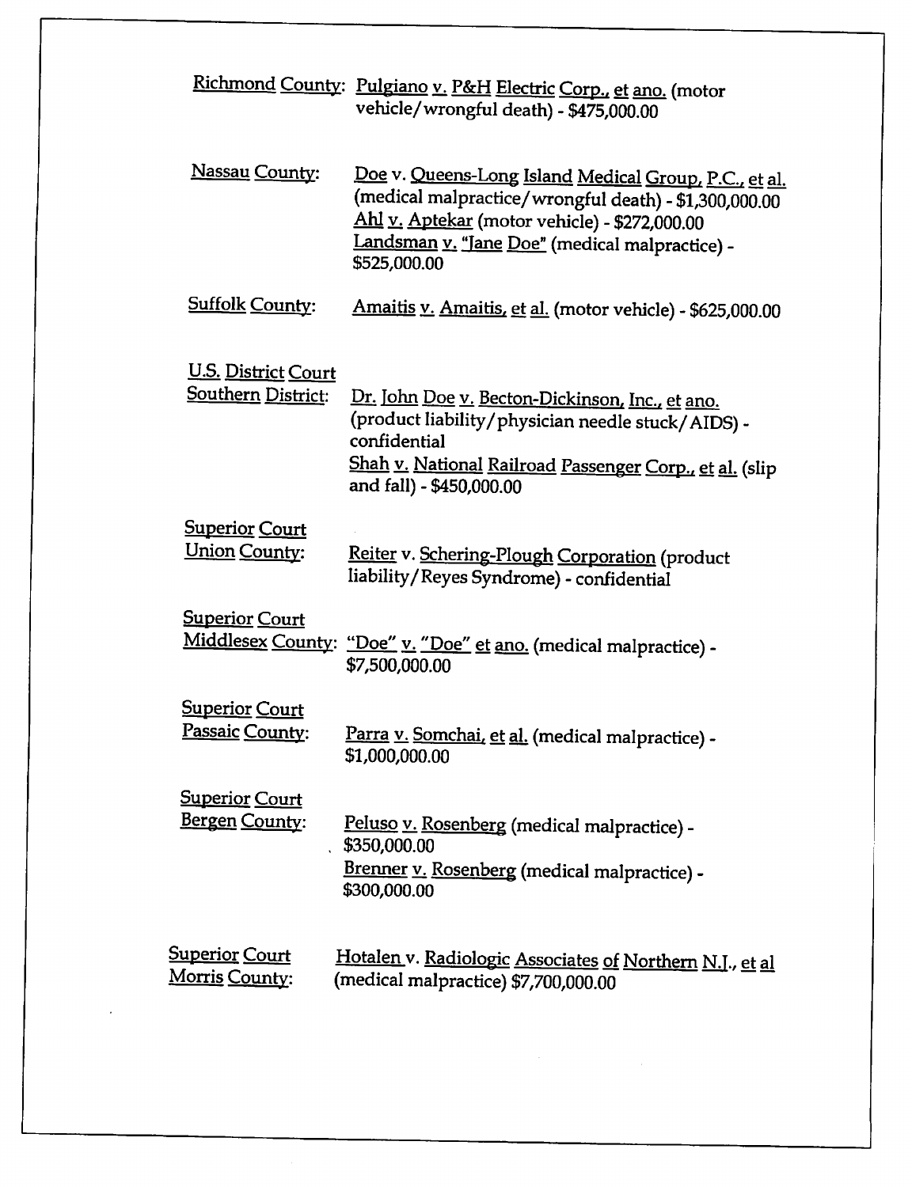Richmond County: Pulgiano v. P&H Electric Corp., et ano. (motor vehicle/wrongful death) - $475,000.00

Nassau County: Doe v. Queens-Long Island Medical Group, P.C., et al. (medical malpractice/wrongful death) - $1,300,000.00
Ahl v. Aptekar (motor vehicle) - $272,000.00
Landsman v. "Jane Doe" (medical malpractice) - $525,000.00

Suffolk County: Amaitis v. Amaitis, et al. (motor vehicle) - $625,000.00

U.S. District Court
Southern District: Dr. John Doe v. Becton-Dickinson, Inc., et ano. (product liability/physician needle stuck/AIDS) - confidential
Shah v. National Railroad Passenger Corp., et al. (slip and fall) - $450,000.00

Superior Court
Union County: Reiter v. Schering-Plough Corporation (product liability/Reyes Syndrome) - confidential

Superior Court
Middlesex County: "Doe" v. "Doe" et ano. (medical malpractice) - $7,500,000.00

Superior Court
Passaic County: Parra v. Somchai, et al. (medical malpractice) - $1,000,000.00

Superior Court
Bergen County: Peluso v. Rosenberg (medical malpractice) - $350,000.00
Brenner v. Rosenberg (medical malpractice) - $300,000.00

Superior Court
Morris County: Hotalen v. Radiologic Associates of Northern N.J., et al (medical malpractice) $7,700,000.00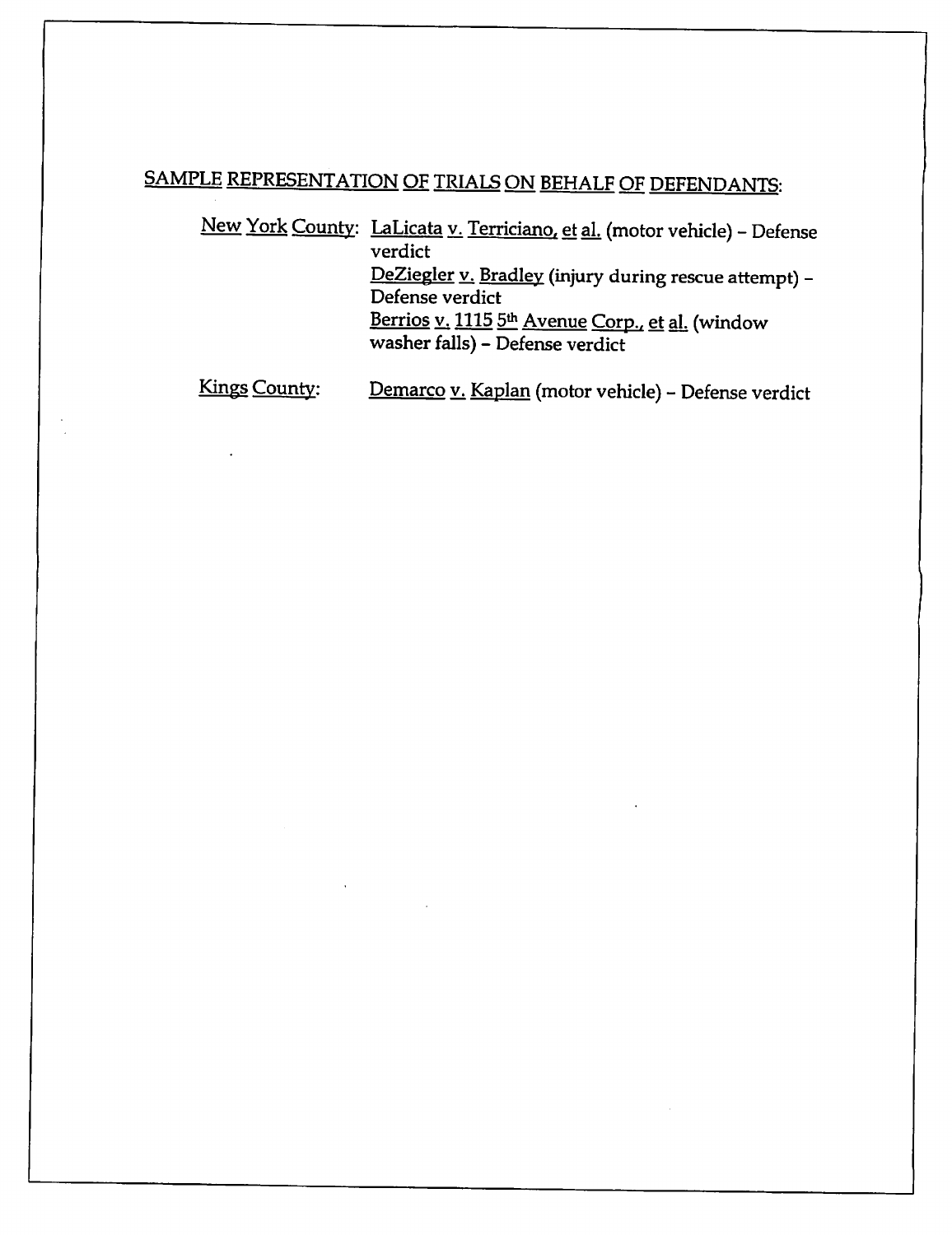SAMPLE REPRESENTATION OF TRIALS ON BEHALF OF DEFENDANTS:

New York County: LaLicata v. Terriciano, et al. (motor vehicle) – Defense verdict
DeZiegler v. Bradley (injury during rescue attempt) – Defense verdict
Berrios v. 1115 5th Avenue Corp., et al. (window washer falls) – Defense verdict

Kings County: Demarco v. Kaplan (motor vehicle) – Defense verdict